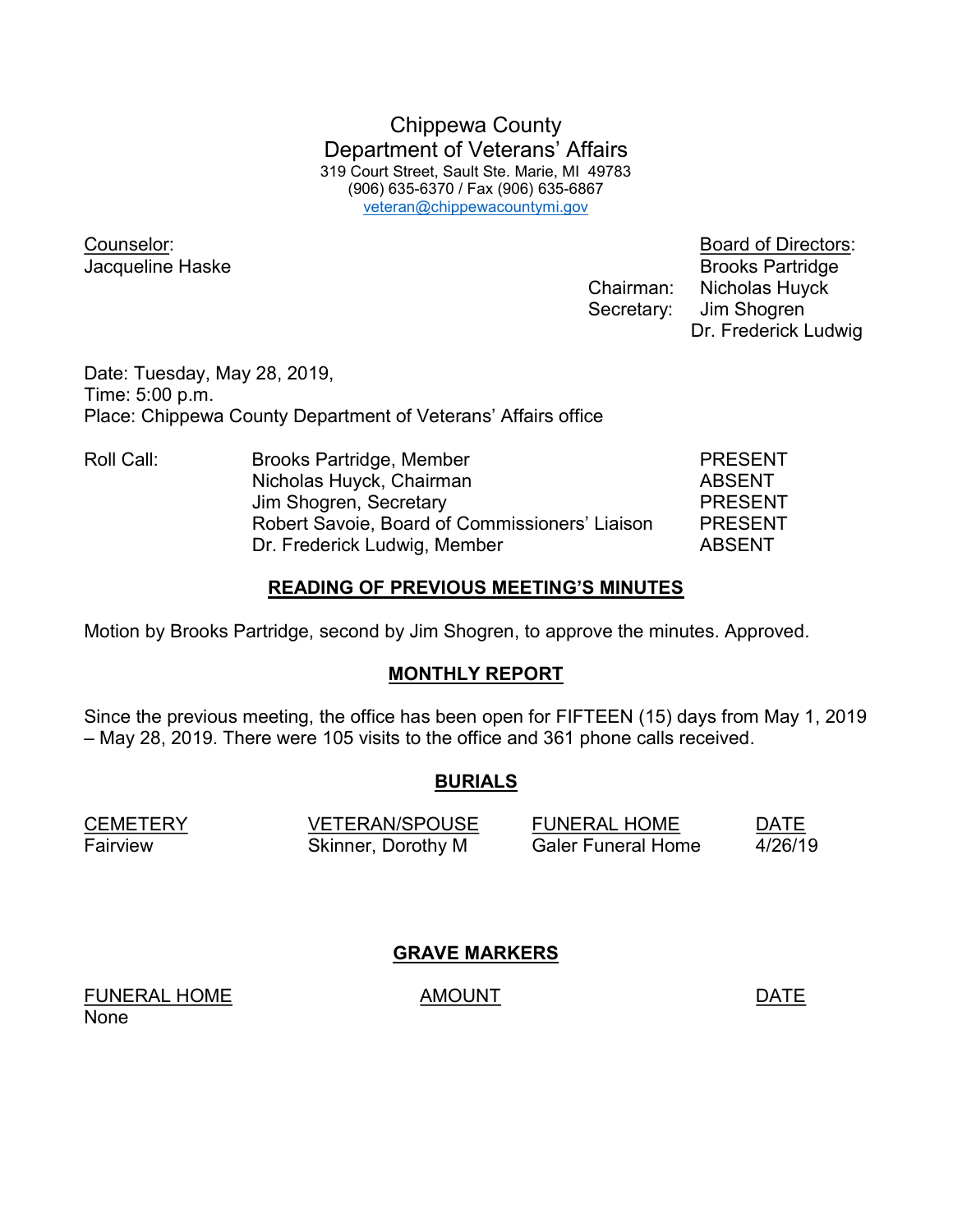# Chippewa County
# Department of Veterans' Affairs

319 Court Street, Sault Ste. Marie, MI 49783
(906) 635-6370 / Fax (906) 635-6867
veteran@chippewacountymi.gov

**Counselor:**
Jacqueline Haske

**Board of Directors:**
Brooks Partridge
Chairman: Nicholas Huyck
Secretary: Jim Shogren
Dr. Frederick Ludwig

Date: Tuesday, May 28, 2019,
Time: 5:00 p.m.
Place: Chippewa County Department of Veterans' Affairs office

| Roll Call: | | |
|---|---|---|
| | Brooks Partridge, Member | PRESENT |
| | Nicholas Huyck, Chairman | ABSENT |
| | Jim Shogren, Secretary | PRESENT |
| | Robert Savoie, Board of Commissioners' Liaison | PRESENT |
| | Dr. Frederick Ludwig, Member | ABSENT |

## READING OF PREVIOUS MEETING'S MINUTES

Motion by Brooks Partridge, second by Jim Shogren, to approve the minutes. Approved.

## MONTHLY REPORT

Since the previous meeting, the office has been open for FIFTEEN (15) days from May 1, 2019 – May 28, 2019. There were 105 visits to the office and 361 phone calls received.

## BURIALS

| CEMETERY | VETERAN/SPOUSE | FUNERAL HOME | DATE |
|---|---|---|---|
| Fairview | Skinner, Dorothy M | Galer Funeral Home | 4/26/19 |

## GRAVE MARKERS

| FUNERAL HOME | AMOUNT | DATE |
|---|---|---|
| None | | |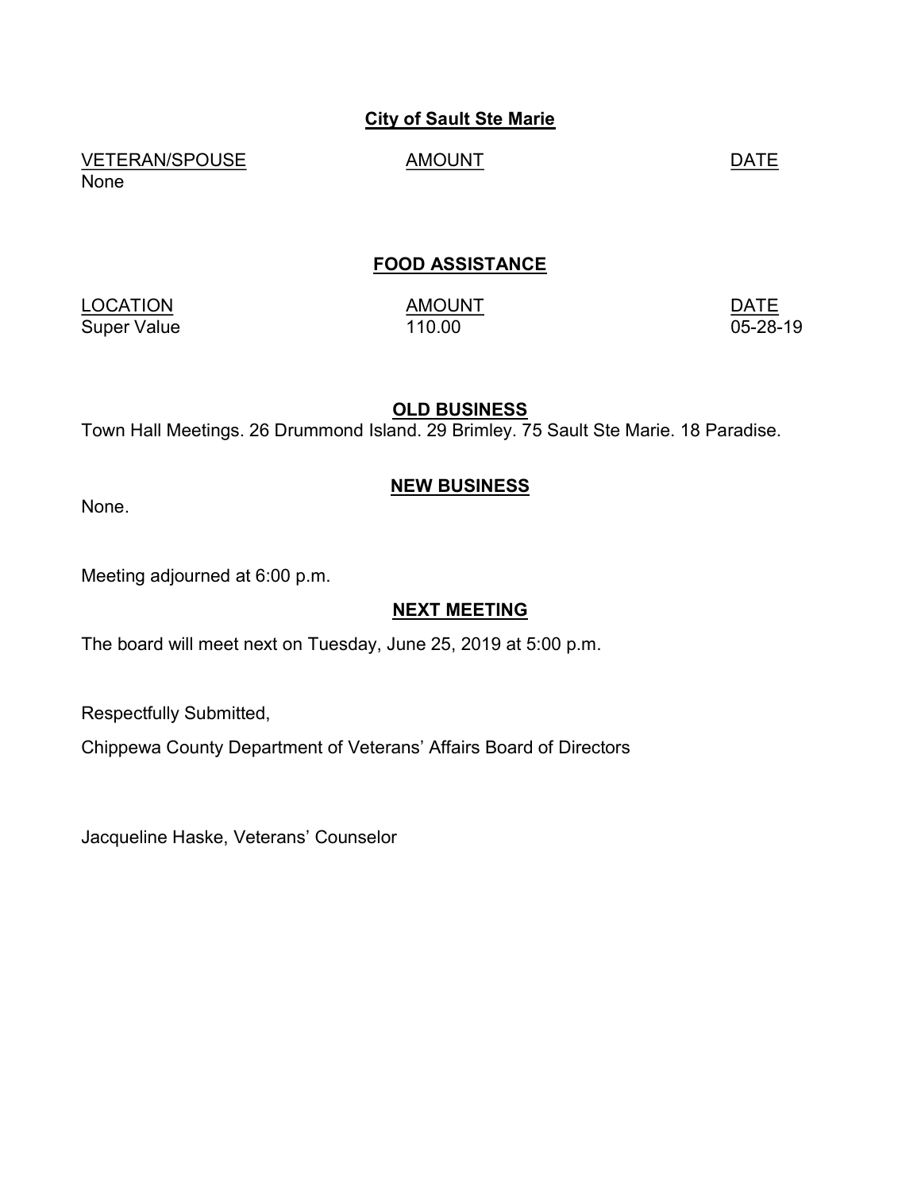## City of Sault Ste Marie

| VETERAN/SPOUSE | AMOUNT | DATE |
|---|---|---|
| None | | |

## FOOD ASSISTANCE

| LOCATION | AMOUNT | DATE |
|---|---|---|
| Super Value | 110.00 | 05-28-19 |

## OLD BUSINESS

Town Hall Meetings. 26 Drummond Island. 29 Brimley. 75 Sault Ste Marie. 18 Paradise.

## NEW BUSINESS

None.

Meeting adjourned at 6:00 p.m.

## NEXT MEETING

The board will meet next on Tuesday, June 25, 2019 at 5:00 p.m.

Respectfully Submitted,

Chippewa County Department of Veterans' Affairs Board of Directors

Jacqueline Haske, Veterans' Counselor